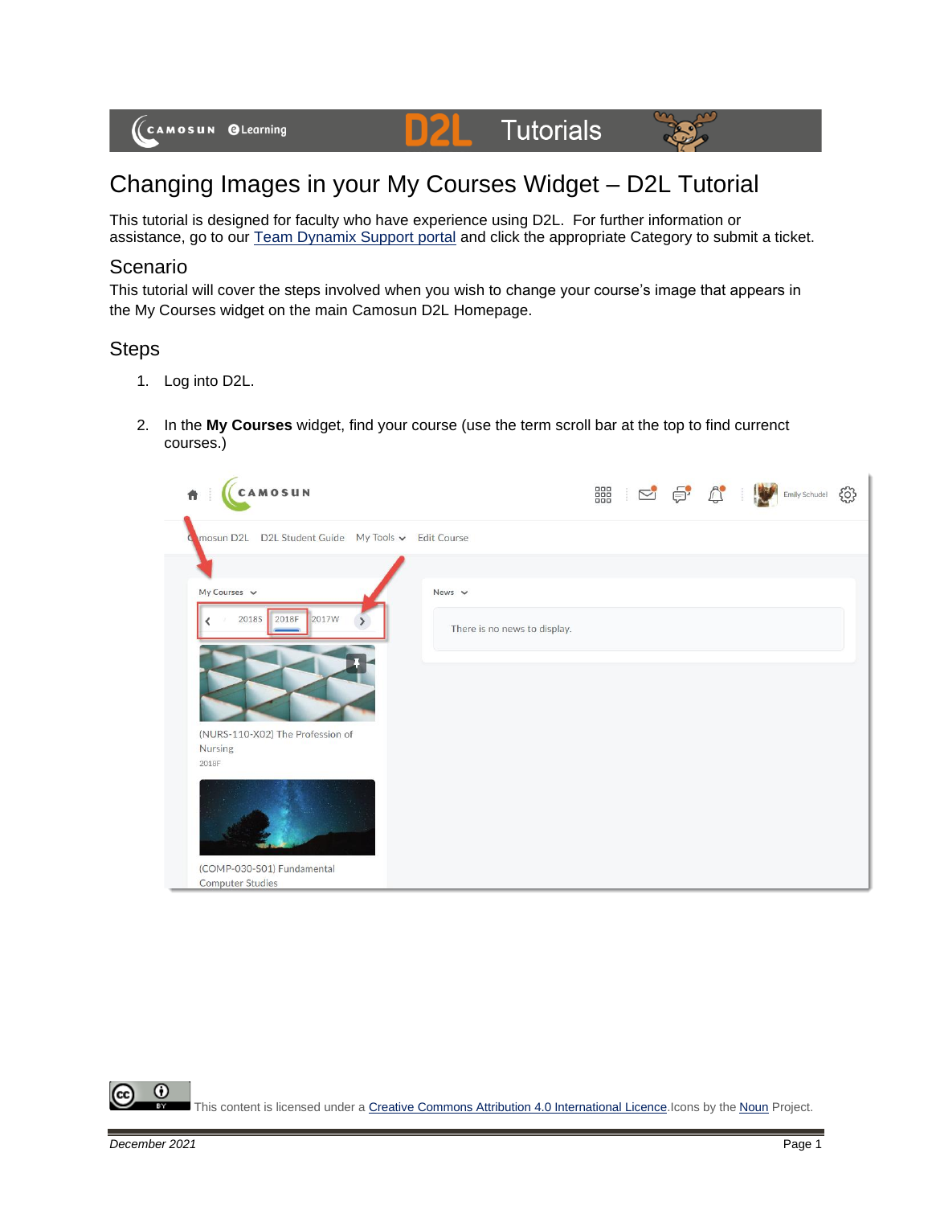# Changing Images in your My Courses Widget – D2L Tutorial

This tutorial is designed for faculty who have experience using D2L. For further information or assistance, go to our Team Dynamix Support portal and click the appropriate Category to submit a ticket.

## Scenario

This tutorial will cover the steps involved when you wish to change your course's image that appears in the My Courses widget on the main Camosun D2L Homepage.

## Steps

1. Log into D2L.
2. In the **My Courses** widget, find your course (use the term scroll bar at the top to find currenct courses.)

This content is licensed under a Creative Commons Attribution 4.0 International Licence. Icons by the Noun Project.

*December 2021*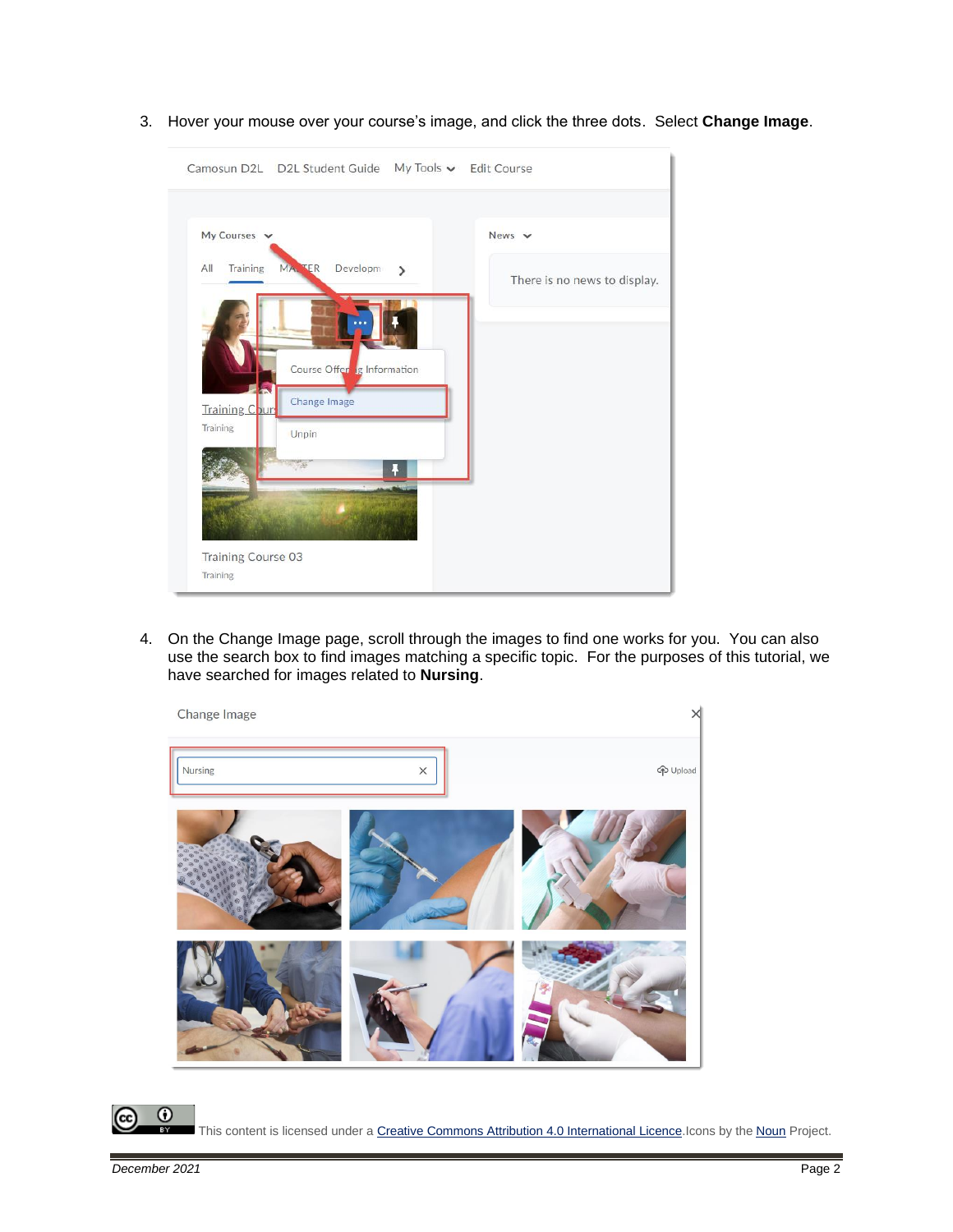3. Hover your mouse over your course's image, and click the three dots. Select **Change Image**.

4. On the Change Image page, scroll through the images to find one works for you. You can also use the search box to find images matching a specific topic. For the purposes of this tutorial, we have searched for images related to **Nursing**.

This content is licensed under a Creative Commons Attribution 4.0 International Licence. Icons by the Noun Project.

December 2021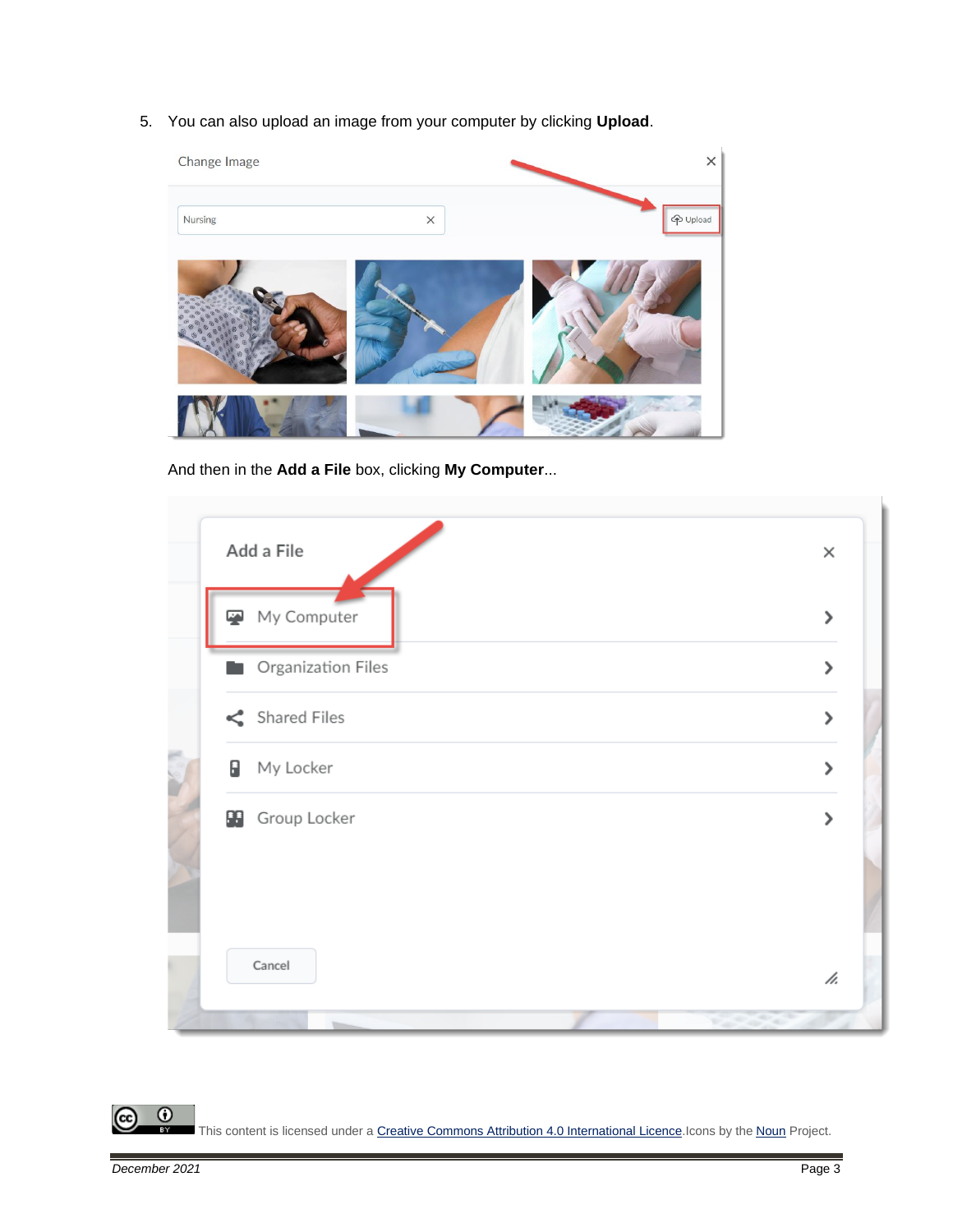5. You can also upload an image from your computer by clicking **Upload**.

And then in the **Add a File** box, clicking **My Computer**...

This content is licensed under a [Creative Commons Attribution 4.0 International Licence](). Icons by the [Noun]() Project.

*December 2021*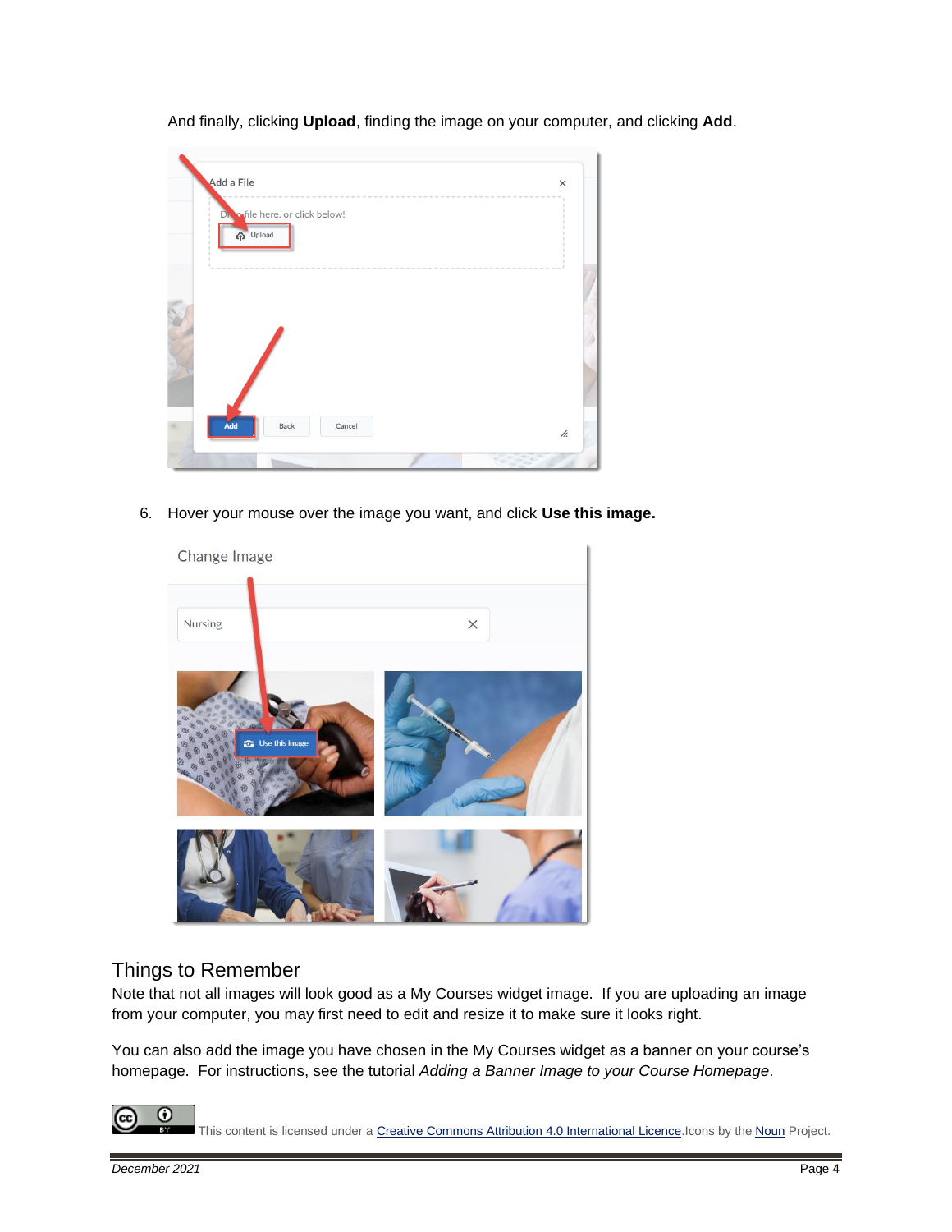And finally, clicking **Upload**, finding the image on your computer, and clicking **Add**.

6. Hover your mouse over the image you want, and click **Use this image.**

## Things to Remember

Note that not all images will look good as a My Courses widget image. If you are uploading an image from your computer, you may first need to edit and resize it to make sure it looks right.

You can also add the image you have chosen in the My Courses widget as a banner on your course's homepage. For instructions, see the tutorial *Adding a Banner Image to your Course Homepage*.

This content is licensed under a Creative Commons Attribution 4.0 International Licence. Icons by the Noun Project.

*December 2021*